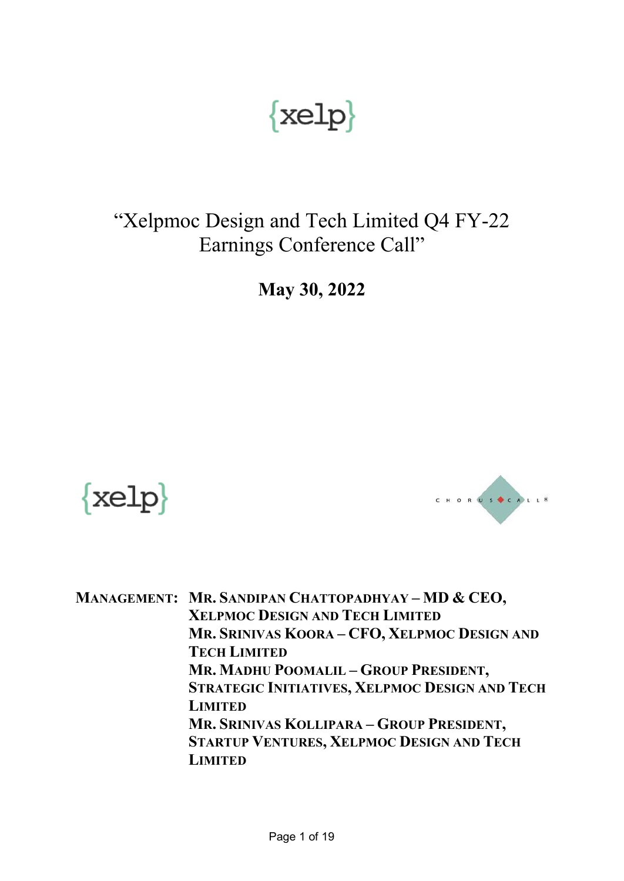{xelp}

# "Xelpmoc Design and Tech Limited Q4 FY-22 Earnings Conference Call"

**May 30, 2022**

{xelp}

CHORUS CALL®

**MANAGEMENT:** **MR. SANDIPAN CHATTOPADHYAY – MD & CEO, XELPMOC DESIGN AND TECH LIMITED**
**MR. SRINIVAS KOORA – CFO, XELPMOC DESIGN AND TECH LIMITED**
**MR. MADHU POOMALIL – GROUP PRESIDENT, STRATEGIC INITIATIVES, XELPMOC DESIGN AND TECH LIMITED**
**MR. SRINIVAS KOLLIPARA – GROUP PRESIDENT, STARTUP VENTURES, XELPMOC DESIGN AND TECH LIMITED**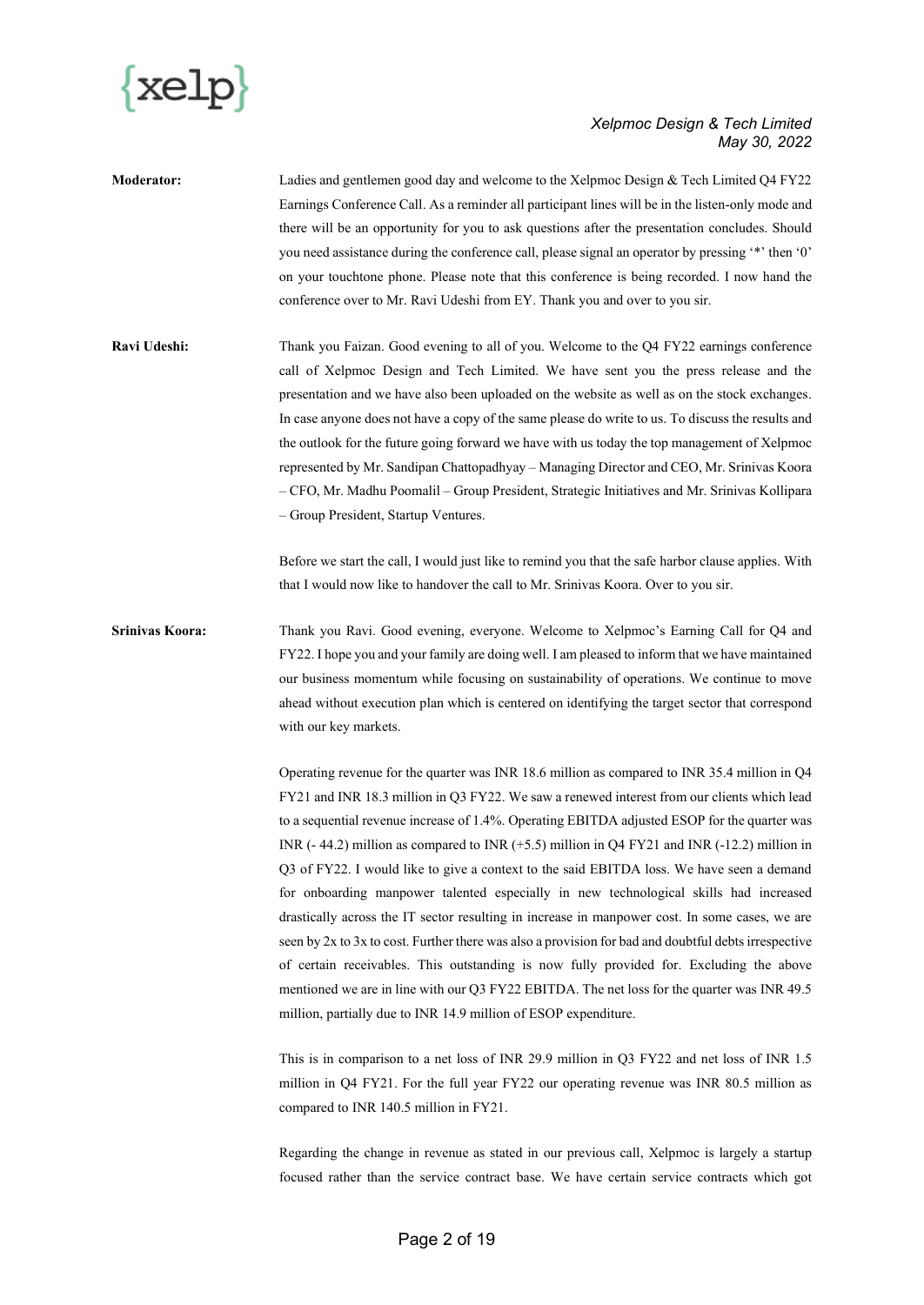**Moderator:** Ladies and gentlemen good day and welcome to the Xelpmoc Design & Tech Limited Q4 FY22 Earnings Conference Call. As a reminder all participant lines will be in the listen-only mode and there will be an opportunity for you to ask questions after the presentation concludes. Should you need assistance during the conference call, please signal an operator by pressing '*' then '0' on your touchtone phone. Please note that this conference is being recorded. I now hand the conference over to Mr. Ravi Udeshi from EY. Thank you and over to you sir.

**Ravi Udeshi:** Thank you Faizan. Good evening to all of you. Welcome to the Q4 FY22 earnings conference call of Xelpmoc Design and Tech Limited. We have sent you the press release and the presentation and we have also been uploaded on the website as well as on the stock exchanges. In case anyone does not have a copy of the same please do write to us. To discuss the results and the outlook for the future going forward we have with us today the top management of Xelpmoc represented by Mr. Sandipan Chattopadhyay – Managing Director and CEO, Mr. Srinivas Koora – CFO, Mr. Madhu Poomalil – Group President, Strategic Initiatives and Mr. Srinivas Kollipara – Group President, Startup Ventures.

Before we start the call, I would just like to remind you that the safe harbor clause applies. With that I would now like to handover the call to Mr. Srinivas Koora. Over to you sir.

**Srinivas Koora:** Thank you Ravi. Good evening, everyone. Welcome to Xelpmoc's Earning Call for Q4 and FY22. I hope you and your family are doing well. I am pleased to inform that we have maintained our business momentum while focusing on sustainability of operations. We continue to move ahead without execution plan which is centered on identifying the target sector that correspond with our key markets.

Operating revenue for the quarter was INR 18.6 million as compared to INR 35.4 million in Q4 FY21 and INR 18.3 million in Q3 FY22. We saw a renewed interest from our clients which lead to a sequential revenue increase of 1.4%. Operating EBITDA adjusted ESOP for the quarter was INR (- 44.2) million as compared to INR (+5.5) million in Q4 FY21 and INR (-12.2) million in Q3 of FY22. I would like to give a context to the said EBITDA loss. We have seen a demand for onboarding manpower talented especially in new technological skills had increased drastically across the IT sector resulting in increase in manpower cost. In some cases, we are seen by 2x to 3x to cost. Further there was also a provision for bad and doubtful debts irrespective of certain receivables. This outstanding is now fully provided for. Excluding the above mentioned we are in line with our Q3 FY22 EBITDA. The net loss for the quarter was INR 49.5 million, partially due to INR 14.9 million of ESOP expenditure.

This is in comparison to a net loss of INR 29.9 million in Q3 FY22 and net loss of INR 1.5 million in Q4 FY21. For the full year FY22 our operating revenue was INR 80.5 million as compared to INR 140.5 million in FY21.

Regarding the change in revenue as stated in our previous call, Xelpmoc is largely a startup focused rather than the service contract base. We have certain service contracts which got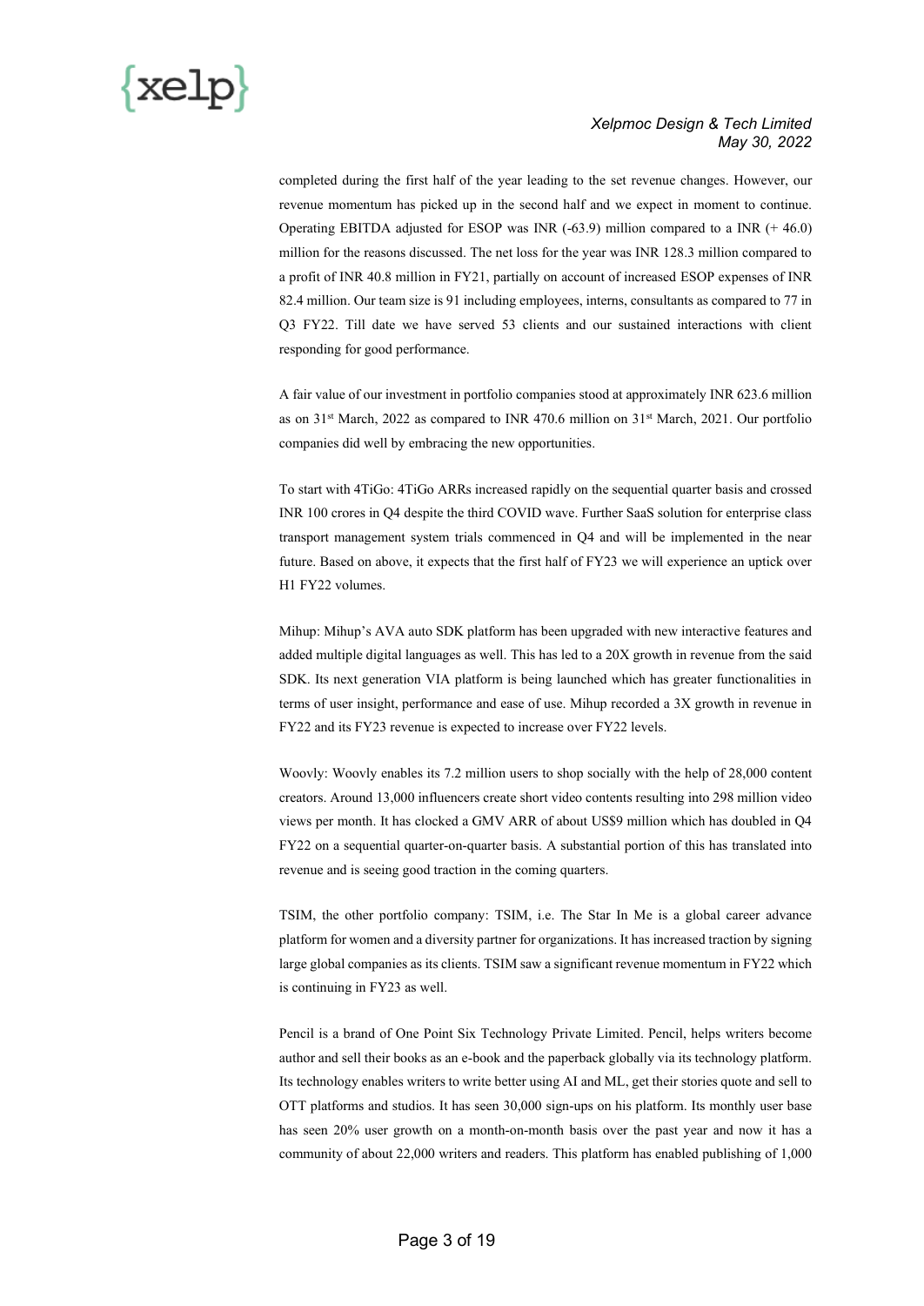completed during the first half of the year leading to the set revenue changes. However, our revenue momentum has picked up in the second half and we expect in moment to continue. Operating EBITDA adjusted for ESOP was INR (-63.9) million compared to a INR (+ 46.0) million for the reasons discussed. The net loss for the year was INR 128.3 million compared to a profit of INR 40.8 million in FY21, partially on account of increased ESOP expenses of INR 82.4 million. Our team size is 91 including employees, interns, consultants as compared to 77 in Q3 FY22. Till date we have served 53 clients and our sustained interactions with client responding for good performance.

A fair value of our investment in portfolio companies stood at approximately INR 623.6 million as on 31st March, 2022 as compared to INR 470.6 million on 31st March, 2021. Our portfolio companies did well by embracing the new opportunities.

To start with 4TiGo: 4TiGo ARRs increased rapidly on the sequential quarter basis and crossed INR 100 crores in Q4 despite the third COVID wave. Further SaaS solution for enterprise class transport management system trials commenced in Q4 and will be implemented in the near future. Based on above, it expects that the first half of FY23 we will experience an uptick over H1 FY22 volumes.

Mihup: Mihup's AVA auto SDK platform has been upgraded with new interactive features and added multiple digital languages as well. This has led to a 20X growth in revenue from the said SDK. Its next generation VIA platform is being launched which has greater functionalities in terms of user insight, performance and ease of use. Mihup recorded a 3X growth in revenue in FY22 and its FY23 revenue is expected to increase over FY22 levels.

Woovly: Woovly enables its 7.2 million users to shop socially with the help of 28,000 content creators. Around 13,000 influencers create short video contents resulting into 298 million video views per month. It has clocked a GMV ARR of about US$9 million which has doubled in Q4 FY22 on a sequential quarter-on-quarter basis. A substantial portion of this has translated into revenue and is seeing good traction in the coming quarters.

TSIM, the other portfolio company: TSIM, i.e. The Star In Me is a global career advance platform for women and a diversity partner for organizations. It has increased traction by signing large global companies as its clients. TSIM saw a significant revenue momentum in FY22 which is continuing in FY23 as well.

Pencil is a brand of One Point Six Technology Private Limited. Pencil, helps writers become author and sell their books as an e-book and the paperback globally via its technology platform. Its technology enables writers to write better using AI and ML, get their stories quote and sell to OTT platforms and studios. It has seen 30,000 sign-ups on his platform. Its monthly user base has seen 20% user growth on a month-on-month basis over the past year and now it has a community of about 22,000 writers and readers. This platform has enabled publishing of 1,000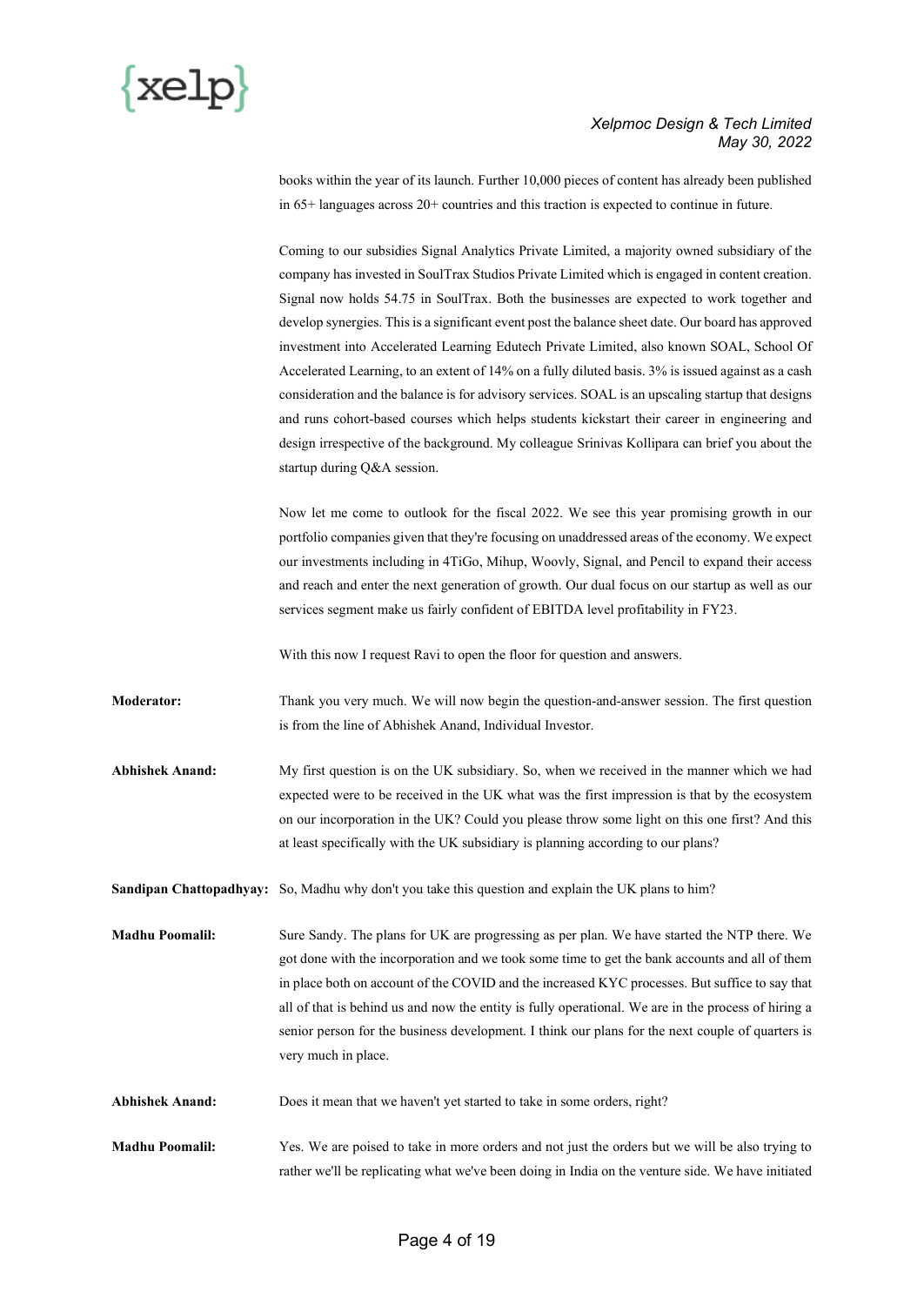books within the year of its launch. Further 10,000 pieces of content has already been published in 65+ languages across 20+ countries and this traction is expected to continue in future.

Coming to our subsidies Signal Analytics Private Limited, a majority owned subsidiary of the company has invested in SoulTrax Studios Private Limited which is engaged in content creation. Signal now holds 54.75 in SoulTrax. Both the businesses are expected to work together and develop synergies. This is a significant event post the balance sheet date. Our board has approved investment into Accelerated Learning Edutech Private Limited, also known SOAL, School Of Accelerated Learning, to an extent of 14% on a fully diluted basis. 3% is issued against as a cash consideration and the balance is for advisory services. SOAL is an upscaling startup that designs and runs cohort-based courses which helps students kickstart their career in engineering and design irrespective of the background. My colleague Srinivas Kollipara can brief you about the startup during Q&A session.

Now let me come to outlook for the fiscal 2022. We see this year promising growth in our portfolio companies given that they're focusing on unaddressed areas of the economy. We expect our investments including in 4TiGo, Mihup, Woovly, Signal, and Pencil to expand their access and reach and enter the next generation of growth. Our dual focus on our startup as well as our services segment make us fairly confident of EBITDA level profitability in FY23.

With this now I request Ravi to open the floor for question and answers.

**Moderator:** Thank you very much. We will now begin the question-and-answer session. The first question is from the line of Abhishek Anand, Individual Investor.

**Abhishek Anand:** My first question is on the UK subsidiary. So, when we received in the manner which we had expected were to be received in the UK what was the first impression is that by the ecosystem on our incorporation in the UK? Could you please throw some light on this one first? And this at least specifically with the UK subsidiary is planning according to our plans?

**Sandipan Chattopadhyay:** So, Madhu why don't you take this question and explain the UK plans to him?

**Madhu Poomalil:** Sure Sandy. The plans for UK are progressing as per plan. We have started the NTP there. We got done with the incorporation and we took some time to get the bank accounts and all of them in place both on account of the COVID and the increased KYC processes. But suffice to say that all of that is behind us and now the entity is fully operational. We are in the process of hiring a senior person for the business development. I think our plans for the next couple of quarters is very much in place.

**Abhishek Anand:** Does it mean that we haven't yet started to take in some orders, right?

**Madhu Poomalil:** Yes. We are poised to take in more orders and not just the orders but we will be also trying to rather we'll be replicating what we've been doing in India on the venture side. We have initiated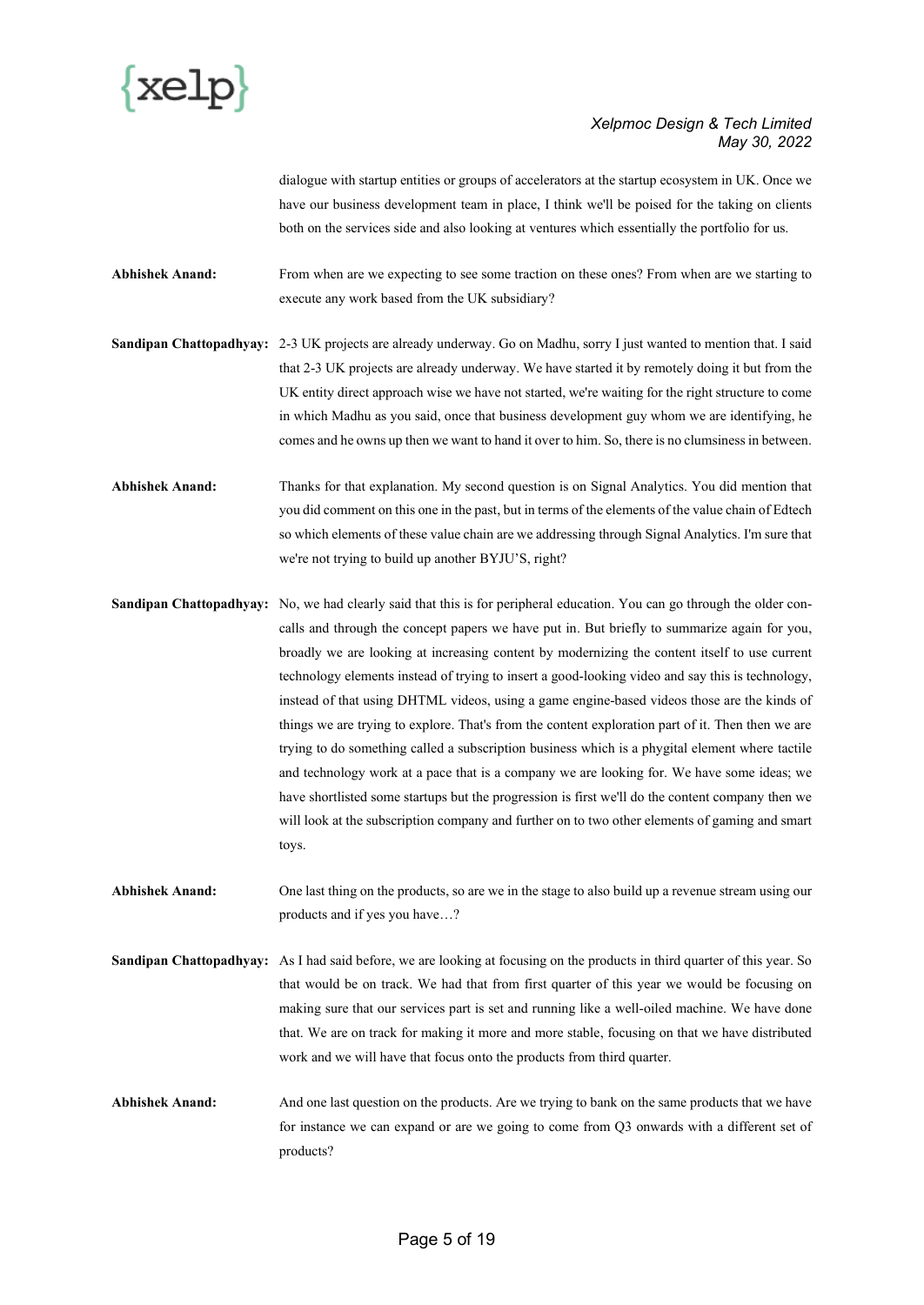dialogue with startup entities or groups of accelerators at the startup ecosystem in UK. Once we have our business development team in place, I think we'll be poised for the taking on clients both on the services side and also looking at ventures which essentially the portfolio for us.

**Abhishek Anand:** From when are we expecting to see some traction on these ones? From when are we starting to execute any work based from the UK subsidiary?

**Sandipan Chattopadhyay:** 2-3 UK projects are already underway. Go on Madhu, sorry I just wanted to mention that. I said that 2-3 UK projects are already underway. We have started it by remotely doing it but from the UK entity direct approach wise we have not started, we're waiting for the right structure to come in which Madhu as you said, once that business development guy whom we are identifying, he comes and he owns up then we want to hand it over to him. So, there is no clumsiness in between.

**Abhishek Anand:** Thanks for that explanation. My second question is on Signal Analytics. You did mention that you did comment on this one in the past, but in terms of the elements of the value chain of Edtech so which elements of these value chain are we addressing through Signal Analytics. I'm sure that we're not trying to build up another BYJU'S, right?

**Sandipan Chattopadhyay:** No, we had clearly said that this is for peripheral education. You can go through the older con-calls and through the concept papers we have put in. But briefly to summarize again for you, broadly we are looking at increasing content by modernizing the content itself to use current technology elements instead of trying to insert a good-looking video and say this is technology, instead of that using DHTML videos, using a game engine-based videos those are the kinds of things we are trying to explore. That's from the content exploration part of it. Then then we are trying to do something called a subscription business which is a phygital element where tactile and technology work at a pace that is a company we are looking for. We have some ideas; we have shortlisted some startups but the progression is first we'll do the content company then we will look at the subscription company and further on to two other elements of gaming and smart toys.

**Abhishek Anand:** One last thing on the products, so are we in the stage to also build up a revenue stream using our products and if yes you have…?

**Sandipan Chattopadhyay:** As I had said before, we are looking at focusing on the products in third quarter of this year. So that would be on track. We had that from first quarter of this year we would be focusing on making sure that our services part is set and running like a well-oiled machine. We have done that. We are on track for making it more and more stable, focusing on that we have distributed work and we will have that focus onto the products from third quarter.

**Abhishek Anand:** And one last question on the products. Are we trying to bank on the same products that we have for instance we can expand or are we going to come from Q3 onwards with a different set of products?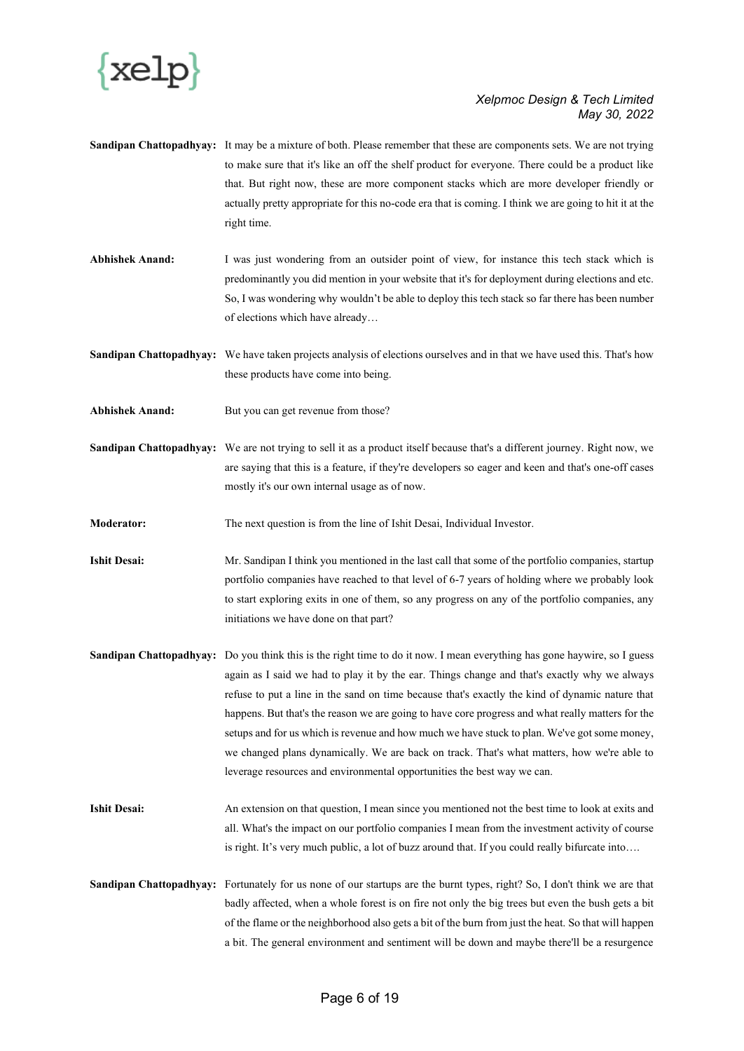**Sandipan Chattopadhyay:** It may be a mixture of both. Please remember that these are components sets. We are not trying to make sure that it's like an off the shelf product for everyone. There could be a product like that. But right now, these are more component stacks which are more developer friendly or actually pretty appropriate for this no-code era that is coming. I think we are going to hit it at the right time.

**Abhishek Anand:** I was just wondering from an outsider point of view, for instance this tech stack which is predominantly you did mention in your website that it's for deployment during elections and etc. So, I was wondering why wouldn't be able to deploy this tech stack so far there has been number of elections which have already…

**Sandipan Chattopadhyay:** We have taken projects analysis of elections ourselves and in that we have used this. That's how these products have come into being.

**Abhishek Anand:** But you can get revenue from those?

**Sandipan Chattopadhyay:** We are not trying to sell it as a product itself because that's a different journey. Right now, we are saying that this is a feature, if they're developers so eager and keen and that's one-off cases mostly it's our own internal usage as of now.

**Moderator:** The next question is from the line of Ishit Desai, Individual Investor.

**Ishit Desai:** Mr. Sandipan I think you mentioned in the last call that some of the portfolio companies, startup portfolio companies have reached to that level of 6-7 years of holding where we probably look to start exploring exits in one of them, so any progress on any of the portfolio companies, any initiations we have done on that part?

**Sandipan Chattopadhyay:** Do you think this is the right time to do it now. I mean everything has gone haywire, so I guess again as I said we had to play it by the ear. Things change and that's exactly why we always refuse to put a line in the sand on time because that's exactly the kind of dynamic nature that happens. But that's the reason we are going to have core progress and what really matters for the setups and for us which is revenue and how much we have stuck to plan. We've got some money, we changed plans dynamically. We are back on track. That's what matters, how we're able to leverage resources and environmental opportunities the best way we can.

**Ishit Desai:** An extension on that question, I mean since you mentioned not the best time to look at exits and all. What's the impact on our portfolio companies I mean from the investment activity of course is right. It's very much public, a lot of buzz around that. If you could really bifurcate into….

**Sandipan Chattopadhyay:** Fortunately for us none of our startups are the burnt types, right? So, I don't think we are that badly affected, when a whole forest is on fire not only the big trees but even the bush gets a bit of the flame or the neighborhood also gets a bit of the burn from just the heat. So that will happen a bit. The general environment and sentiment will be down and maybe there'll be a resurgence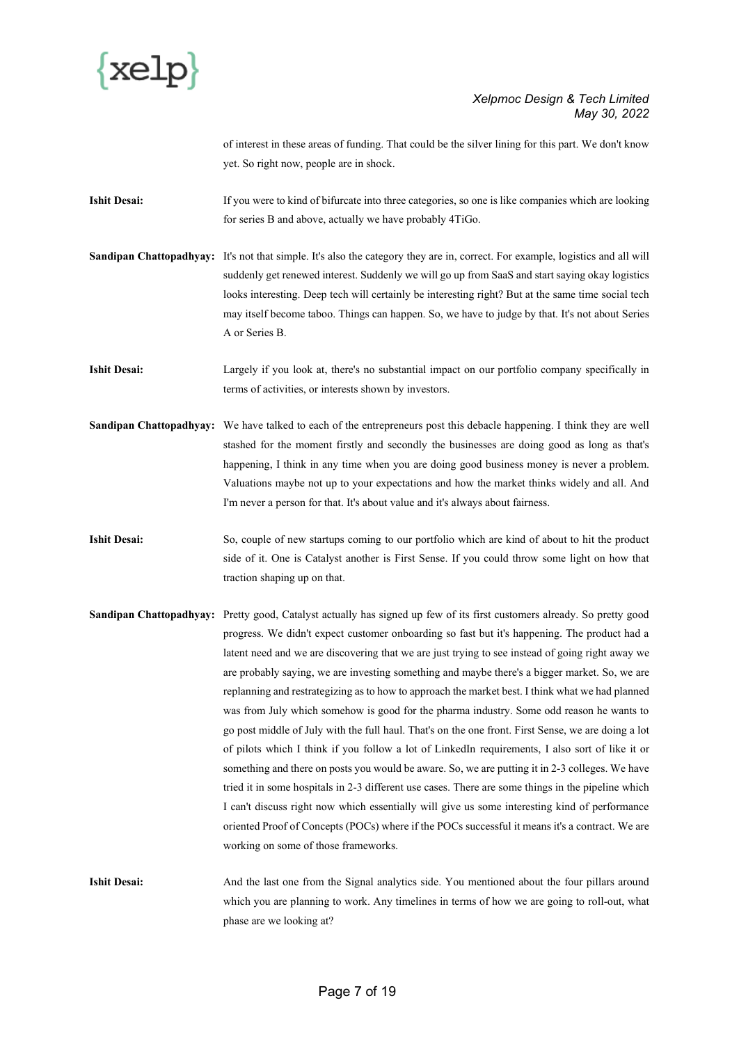of interest in these areas of funding. That could be the silver lining for this part. We don't know yet. So right now, people are in shock.

**Ishit Desai:** If you were to kind of bifurcate into three categories, so one is like companies which are looking for series B and above, actually we have probably 4TiGo.

**Sandipan Chattopadhyay:** It's not that simple. It's also the category they are in, correct. For example, logistics and all will suddenly get renewed interest. Suddenly we will go up from SaaS and start saying okay logistics looks interesting. Deep tech will certainly be interesting right? But at the same time social tech may itself become taboo. Things can happen. So, we have to judge by that. It's not about Series A or Series B.

**Ishit Desai:** Largely if you look at, there's no substantial impact on our portfolio company specifically in terms of activities, or interests shown by investors.

**Sandipan Chattopadhyay:** We have talked to each of the entrepreneurs post this debacle happening. I think they are well stashed for the moment firstly and secondly the businesses are doing good as long as that's happening, I think in any time when you are doing good business money is never a problem. Valuations maybe not up to your expectations and how the market thinks widely and all. And I'm never a person for that. It's about value and it's always about fairness.

**Ishit Desai:** So, couple of new startups coming to our portfolio which are kind of about to hit the product side of it. One is Catalyst another is First Sense. If you could throw some light on how that traction shaping up on that.

**Sandipan Chattopadhyay:** Pretty good, Catalyst actually has signed up few of its first customers already. So pretty good progress. We didn't expect customer onboarding so fast but it's happening. The product had a latent need and we are discovering that we are just trying to see instead of going right away we are probably saying, we are investing something and maybe there's a bigger market. So, we are replanning and restrategizing as to how to approach the market best. I think what we had planned was from July which somehow is good for the pharma industry. Some odd reason he wants to go post middle of July with the full haul. That's on the one front. First Sense, we are doing a lot of pilots which I think if you follow a lot of LinkedIn requirements, I also sort of like it or something and there on posts you would be aware. So, we are putting it in 2-3 colleges. We have tried it in some hospitals in 2-3 different use cases. There are some things in the pipeline which I can't discuss right now which essentially will give us some interesting kind of performance oriented Proof of Concepts (POCs) where if the POCs successful it means it's a contract. We are working on some of those frameworks.

**Ishit Desai:** And the last one from the Signal analytics side. You mentioned about the four pillars around which you are planning to work. Any timelines in terms of how we are going to roll-out, what phase are we looking at?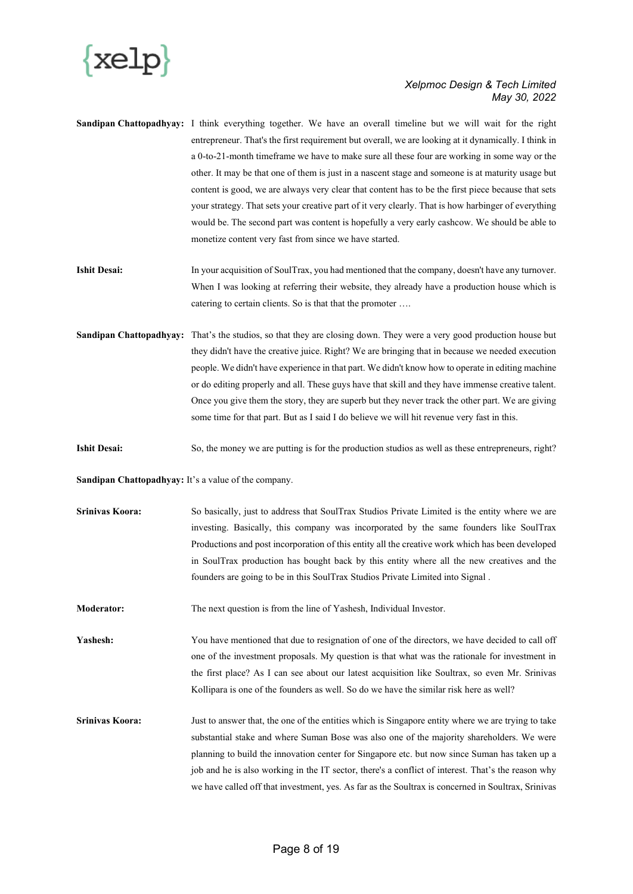**Sandipan Chattopadhyay:** I think everything together. We have an overall timeline but we will wait for the right entrepreneur. That's the first requirement but overall, we are looking at it dynamically. I think in a 0-to-21-month timeframe we have to make sure all these four are working in some way or the other. It may be that one of them is just in a nascent stage and someone is at maturity usage but content is good, we are always very clear that content has to be the first piece because that sets your strategy. That sets your creative part of it very clearly. That is how harbinger of everything would be. The second part was content is hopefully a very early cashcow. We should be able to monetize content very fast from since we have started.

**Ishit Desai:** In your acquisition of SoulTrax, you had mentioned that the company, doesn't have any turnover. When I was looking at referring their website, they already have a production house which is catering to certain clients. So is that that the promoter ….

**Sandipan Chattopadhyay:** That's the studios, so that they are closing down. They were a very good production house but they didn't have the creative juice. Right? We are bringing that in because we needed execution people. We didn't have experience in that part. We didn't know how to operate in editing machine or do editing properly and all. These guys have that skill and they have immense creative talent. Once you give them the story, they are superb but they never track the other part. We are giving some time for that part. But as I said I do believe we will hit revenue very fast in this.

**Ishit Desai:** So, the money we are putting is for the production studios as well as these entrepreneurs, right?

**Sandipan Chattopadhyay:** It's a value of the company.

**Srinivas Koora:** So basically, just to address that SoulTrax Studios Private Limited is the entity where we are investing. Basically, this company was incorporated by the same founders like SoulTrax Productions and post incorporation of this entity all the creative work which has been developed in SoulTrax production has bought back by this entity where all the new creatives and the founders are going to be in this SoulTrax Studios Private Limited into Signal .

**Moderator:** The next question is from the line of Yashesh, Individual Investor.

**Yashesh:** You have mentioned that due to resignation of one of the directors, we have decided to call off one of the investment proposals. My question is that what was the rationale for investment in the first place? As I can see about our latest acquisition like Soultrax, so even Mr. Srinivas Kollipara is one of the founders as well. So do we have the similar risk here as well?

**Srinivas Koora:** Just to answer that, the one of the entities which is Singapore entity where we are trying to take substantial stake and where Suman Bose was also one of the majority shareholders. We were planning to build the innovation center for Singapore etc. but now since Suman has taken up a job and he is also working in the IT sector, there's a conflict of interest. That's the reason why we have called off that investment, yes. As far as the Soultrax is concerned in Soultrax, Srinivas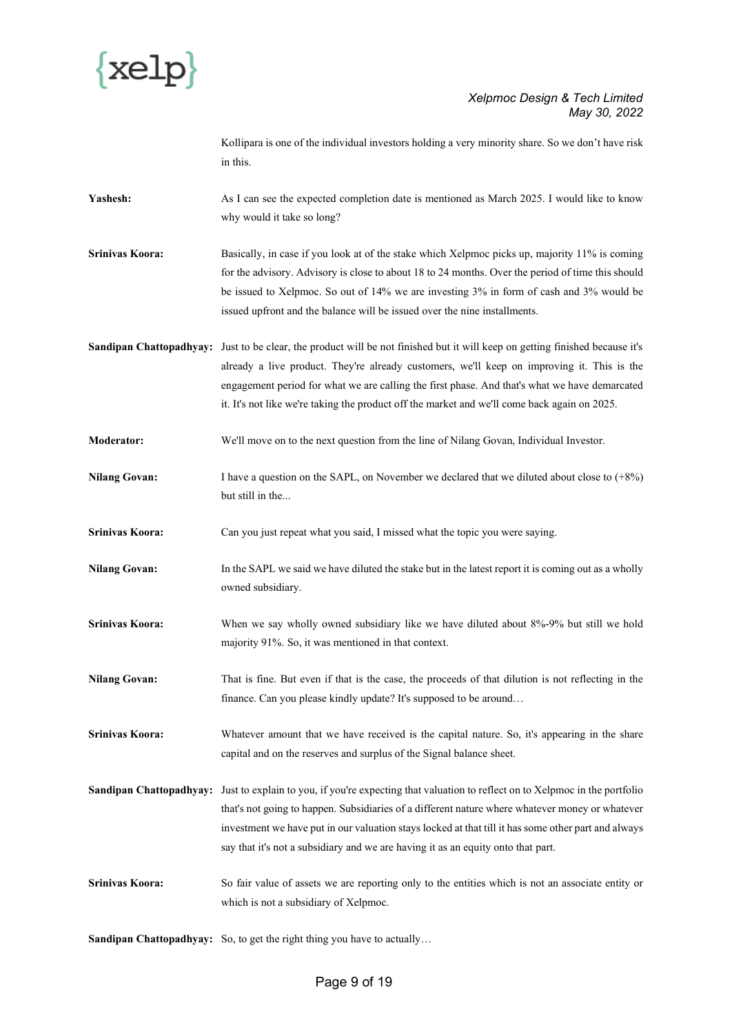Kollipara is one of the individual investors holding a very minority share. So we don't have risk in this.

**Yashesh:** As I can see the expected completion date is mentioned as March 2025. I would like to know why would it take so long?

**Srinivas Koora:** Basically, in case if you look at of the stake which Xelpmoc picks up, majority 11% is coming for the advisory. Advisory is close to about 18 to 24 months. Over the period of time this should be issued to Xelpmoc. So out of 14% we are investing 3% in form of cash and 3% would be issued upfront and the balance will be issued over the nine installments.

**Sandipan Chattopadhyay:** Just to be clear, the product will be not finished but it will keep on getting finished because it's already a live product. They're already customers, we'll keep on improving it. This is the engagement period for what we are calling the first phase. And that's what we have demarcated it. It's not like we're taking the product off the market and we'll come back again on 2025.

**Moderator:** We'll move on to the next question from the line of Nilang Govan, Individual Investor.

**Nilang Govan:** I have a question on the SAPL, on November we declared that we diluted about close to (+8%) but still in the...

**Srinivas Koora:** Can you just repeat what you said, I missed what the topic you were saying.

**Nilang Govan:** In the SAPL we said we have diluted the stake but in the latest report it is coming out as a wholly owned subsidiary.

**Srinivas Koora:** When we say wholly owned subsidiary like we have diluted about 8%-9% but still we hold majority 91%. So, it was mentioned in that context.

**Nilang Govan:** That is fine. But even if that is the case, the proceeds of that dilution is not reflecting in the finance. Can you please kindly update? It's supposed to be around…

**Srinivas Koora:** Whatever amount that we have received is the capital nature. So, it's appearing in the share capital and on the reserves and surplus of the Signal balance sheet.

**Sandipan Chattopadhyay:** Just to explain to you, if you're expecting that valuation to reflect on to Xelpmoc in the portfolio that's not going to happen. Subsidiaries of a different nature where whatever money or whatever investment we have put in our valuation stays locked at that till it has some other part and always say that it's not a subsidiary and we are having it as an equity onto that part.

**Srinivas Koora:** So fair value of assets we are reporting only to the entities which is not an associate entity or which is not a subsidiary of Xelpmoc.

**Sandipan Chattopadhyay:** So, to get the right thing you have to actually…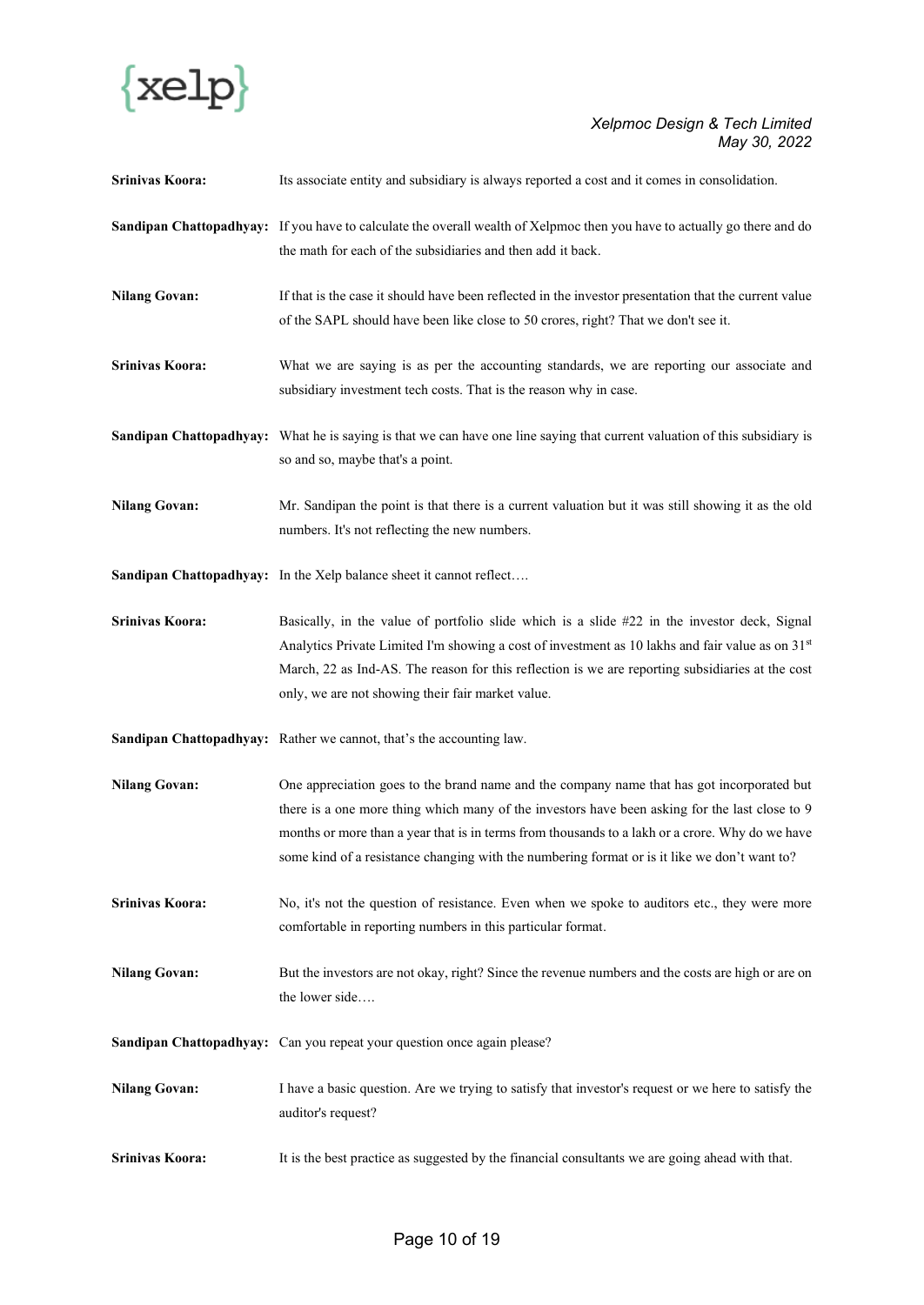**Srinivas Koora:** Its associate entity and subsidiary is always reported a cost and it comes in consolidation.

**Sandipan Chattopadhyay:** If you have to calculate the overall wealth of Xelpmoc then you have to actually go there and do the math for each of the subsidiaries and then add it back.

**Nilang Govan:** If that is the case it should have been reflected in the investor presentation that the current value of the SAPL should have been like close to 50 crores, right? That we don't see it.

**Srinivas Koora:** What we are saying is as per the accounting standards, we are reporting our associate and subsidiary investment tech costs. That is the reason why in case.

**Sandipan Chattopadhyay:** What he is saying is that we can have one line saying that current valuation of this subsidiary is so and so, maybe that's a point.

**Nilang Govan:** Mr. Sandipan the point is that there is a current valuation but it was still showing it as the old numbers. It's not reflecting the new numbers.

**Sandipan Chattopadhyay:** In the Xelp balance sheet it cannot reflect….

**Srinivas Koora:** Basically, in the value of portfolio slide which is a slide #22 in the investor deck, Signal Analytics Private Limited I'm showing a cost of investment as 10 lakhs and fair value as on 31st March, 22 as Ind-AS. The reason for this reflection is we are reporting subsidiaries at the cost only, we are not showing their fair market value.

**Sandipan Chattopadhyay:** Rather we cannot, that's the accounting law.

**Nilang Govan:** One appreciation goes to the brand name and the company name that has got incorporated but there is a one more thing which many of the investors have been asking for the last close to 9 months or more than a year that is in terms from thousands to a lakh or a crore. Why do we have some kind of a resistance changing with the numbering format or is it like we don't want to?

**Srinivas Koora:** No, it's not the question of resistance. Even when we spoke to auditors etc., they were more comfortable in reporting numbers in this particular format.

**Nilang Govan:** But the investors are not okay, right? Since the revenue numbers and the costs are high or are on the lower side….

**Sandipan Chattopadhyay:** Can you repeat your question once again please?

**Nilang Govan:** I have a basic question. Are we trying to satisfy that investor's request or we here to satisfy the auditor's request?

**Srinivas Koora:** It is the best practice as suggested by the financial consultants we are going ahead with that.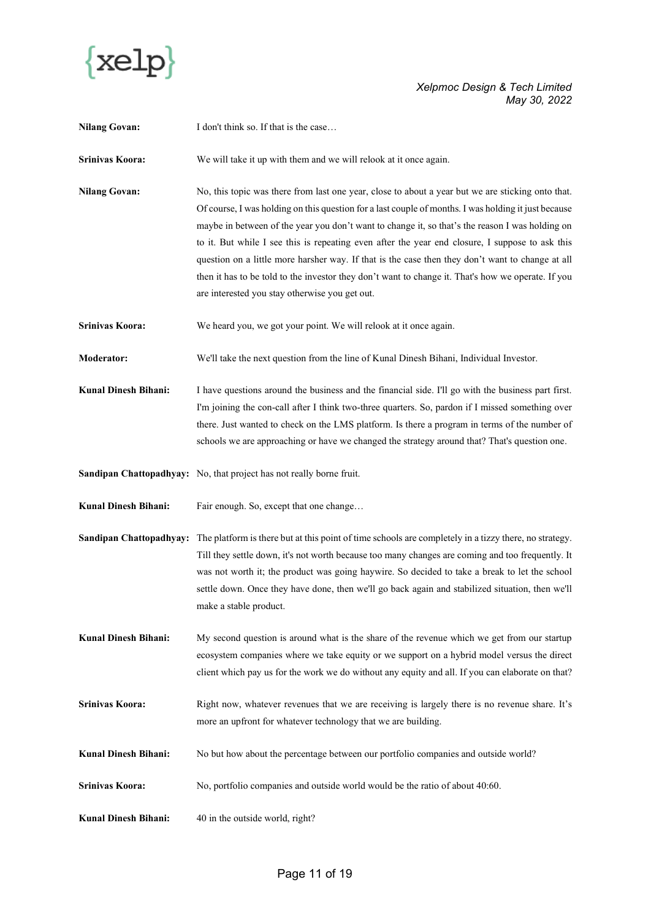**Nilang Govan:** I don't think so. If that is the case…

**Srinivas Koora:** We will take it up with them and we will relook at it once again.

**Nilang Govan:** No, this topic was there from last one year, close to about a year but we are sticking onto that. Of course, I was holding on this question for a last couple of months. I was holding it just because maybe in between of the year you don't want to change it, so that's the reason I was holding on to it. But while I see this is repeating even after the year end closure, I suppose to ask this question on a little more harsher way. If that is the case then they don't want to change at all then it has to be told to the investor they don't want to change it. That's how we operate. If you are interested you stay otherwise you get out.

**Srinivas Koora:** We heard you, we got your point. We will relook at it once again.

**Moderator:** We'll take the next question from the line of Kunal Dinesh Bihani, Individual Investor.

**Kunal Dinesh Bihani:** I have questions around the business and the financial side. I'll go with the business part first. I'm joining the con-call after I think two-three quarters. So, pardon if I missed something over there. Just wanted to check on the LMS platform. Is there a program in terms of the number of schools we are approaching or have we changed the strategy around that? That's question one.

**Sandipan Chattopadhyay:** No, that project has not really borne fruit.

**Kunal Dinesh Bihani:** Fair enough. So, except that one change…

**Sandipan Chattopadhyay:** The platform is there but at this point of time schools are completely in a tizzy there, no strategy. Till they settle down, it's not worth because too many changes are coming and too frequently. It was not worth it; the product was going haywire. So decided to take a break to let the school settle down. Once they have done, then we'll go back again and stabilized situation, then we'll make a stable product.

**Kunal Dinesh Bihani:** My second question is around what is the share of the revenue which we get from our startup ecosystem companies where we take equity or we support on a hybrid model versus the direct client which pay us for the work we do without any equity and all. If you can elaborate on that?

**Srinivas Koora:** Right now, whatever revenues that we are receiving is largely there is no revenue share. It's more an upfront for whatever technology that we are building.

**Kunal Dinesh Bihani:** No but how about the percentage between our portfolio companies and outside world?

**Srinivas Koora:** No, portfolio companies and outside world would be the ratio of about 40:60.

**Kunal Dinesh Bihani:** 40 in the outside world, right?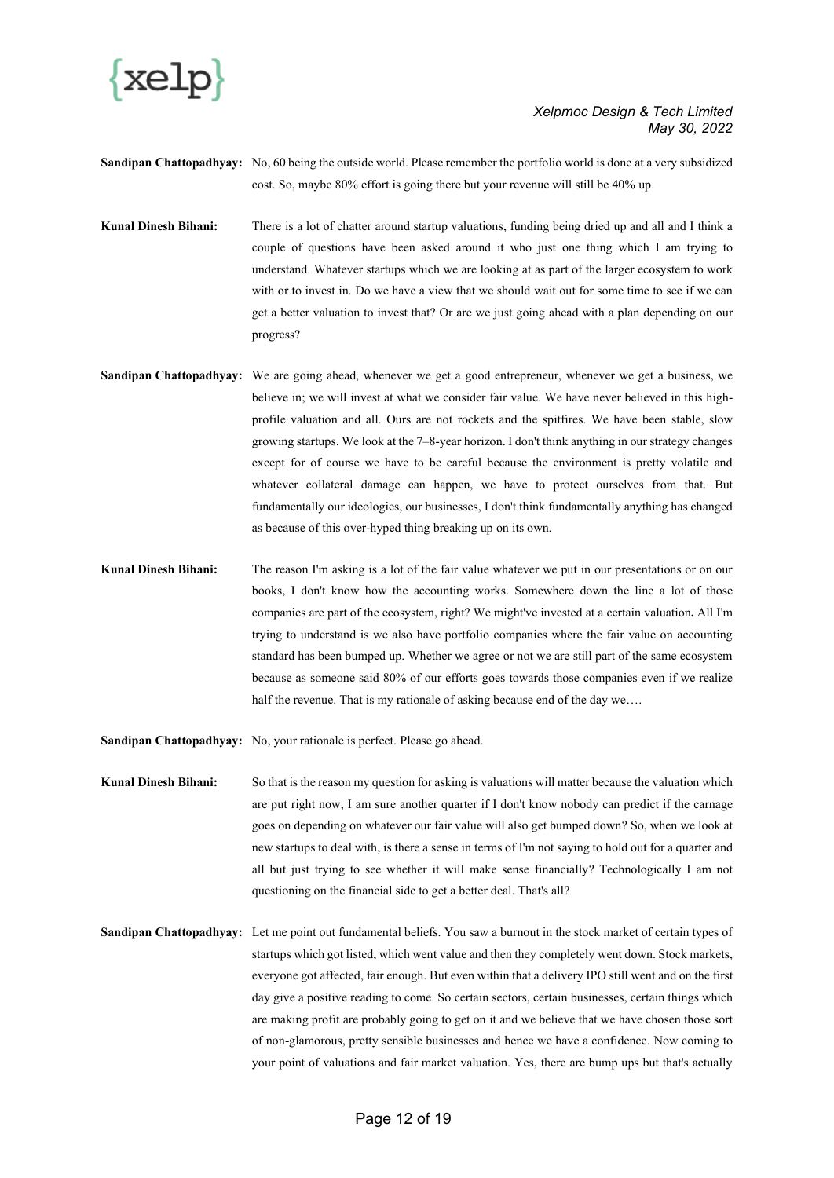**Sandipan Chattopadhyay:** No, 60 being the outside world. Please remember the portfolio world is done at a very subsidized cost. So, maybe 80% effort is going there but your revenue will still be 40% up.

**Kunal Dinesh Bihani:** There is a lot of chatter around startup valuations, funding being dried up and all and I think a couple of questions have been asked around it who just one thing which I am trying to understand. Whatever startups which we are looking at as part of the larger ecosystem to work with or to invest in. Do we have a view that we should wait out for some time to see if we can get a better valuation to invest that? Or are we just going ahead with a plan depending on our progress?

**Sandipan Chattopadhyay:** We are going ahead, whenever we get a good entrepreneur, whenever we get a business, we believe in; we will invest at what we consider fair value. We have never believed in this high-profile valuation and all. Ours are not rockets and the spitfires. We have been stable, slow growing startups. We look at the 7–8-year horizon. I don't think anything in our strategy changes except for of course we have to be careful because the environment is pretty volatile and whatever collateral damage can happen, we have to protect ourselves from that. But fundamentally our ideologies, our businesses, I don't think fundamentally anything has changed as because of this over-hyped thing breaking up on its own.

**Kunal Dinesh Bihani:** The reason I'm asking is a lot of the fair value whatever we put in our presentations or on our books, I don't know how the accounting works. Somewhere down the line a lot of those companies are part of the ecosystem, right? We might've invested at a certain valuation**.** All I'm trying to understand is we also have portfolio companies where the fair value on accounting standard has been bumped up. Whether we agree or not we are still part of the same ecosystem because as someone said 80% of our efforts goes towards those companies even if we realize half the revenue. That is my rationale of asking because end of the day we….

**Sandipan Chattopadhyay:** No, your rationale is perfect. Please go ahead.

**Kunal Dinesh Bihani:** So that is the reason my question for asking is valuations will matter because the valuation which are put right now, I am sure another quarter if I don't know nobody can predict if the carnage goes on depending on whatever our fair value will also get bumped down? So, when we look at new startups to deal with, is there a sense in terms of I'm not saying to hold out for a quarter and all but just trying to see whether it will make sense financially? Technologically I am not questioning on the financial side to get a better deal. That's all?

**Sandipan Chattopadhyay:** Let me point out fundamental beliefs. You saw a burnout in the stock market of certain types of startups which got listed, which went value and then they completely went down. Stock markets, everyone got affected, fair enough. But even within that a delivery IPO still went and on the first day give a positive reading to come. So certain sectors, certain businesses, certain things which are making profit are probably going to get on it and we believe that we have chosen those sort of non-glamorous, pretty sensible businesses and hence we have a confidence. Now coming to your point of valuations and fair market valuation. Yes, there are bump ups but that's actually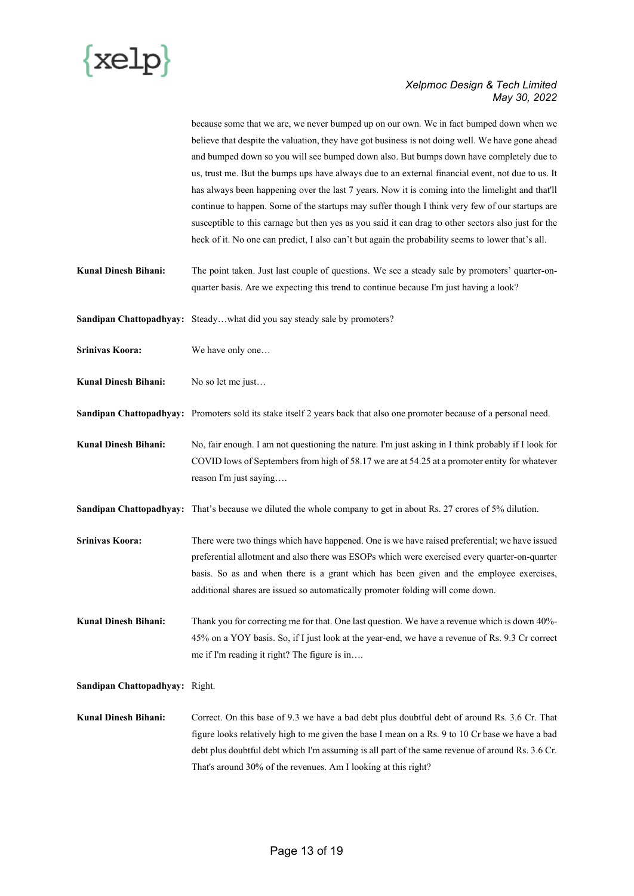because some that we are, we never bumped up on our own. We in fact bumped down when we believe that despite the valuation, they have got business is not doing well. We have gone ahead and bumped down so you will see bumped down also. But bumps down have completely due to us, trust me. But the bumps ups have always due to an external financial event, not due to us. It has always been happening over the last 7 years. Now it is coming into the limelight and that'll continue to happen. Some of the startups may suffer though I think very few of our startups are susceptible to this carnage but then yes as you said it can drag to other sectors also just for the heck of it. No one can predict, I also can't but again the probability seems to lower that's all.

**Kunal Dinesh Bihani:** The point taken. Just last couple of questions. We see a steady sale by promoters' quarter-on-quarter basis. Are we expecting this trend to continue because I'm just having a look?

**Sandipan Chattopadhyay:** Steady…what did you say steady sale by promoters?

**Srinivas Koora:** We have only one…

**Kunal Dinesh Bihani:** No so let me just…

**Sandipan Chattopadhyay:** Promoters sold its stake itself 2 years back that also one promoter because of a personal need.

**Kunal Dinesh Bihani:** No, fair enough. I am not questioning the nature. I'm just asking in I think probably if I look for COVID lows of Septembers from high of 58.17 we are at 54.25 at a promoter entity for whatever reason I'm just saying….

**Sandipan Chattopadhyay:** That's because we diluted the whole company to get in about Rs. 27 crores of 5% dilution.

**Srinivas Koora:** There were two things which have happened. One is we have raised preferential; we have issued preferential allotment and also there was ESOPs which were exercised every quarter-on-quarter basis. So as and when there is a grant which has been given and the employee exercises, additional shares are issued so automatically promoter folding will come down.

**Kunal Dinesh Bihani:** Thank you for correcting me for that. One last question. We have a revenue which is down 40%-45% on a YOY basis. So, if I just look at the year-end, we have a revenue of Rs. 9.3 Cr correct me if I'm reading it right? The figure is in….

**Sandipan Chattopadhyay:** Right.

**Kunal Dinesh Bihani:** Correct. On this base of 9.3 we have a bad debt plus doubtful debt of around Rs. 3.6 Cr. That figure looks relatively high to me given the base I mean on a Rs. 9 to 10 Cr base we have a bad debt plus doubtful debt which I'm assuming is all part of the same revenue of around Rs. 3.6 Cr. That's around 30% of the revenues. Am I looking at this right?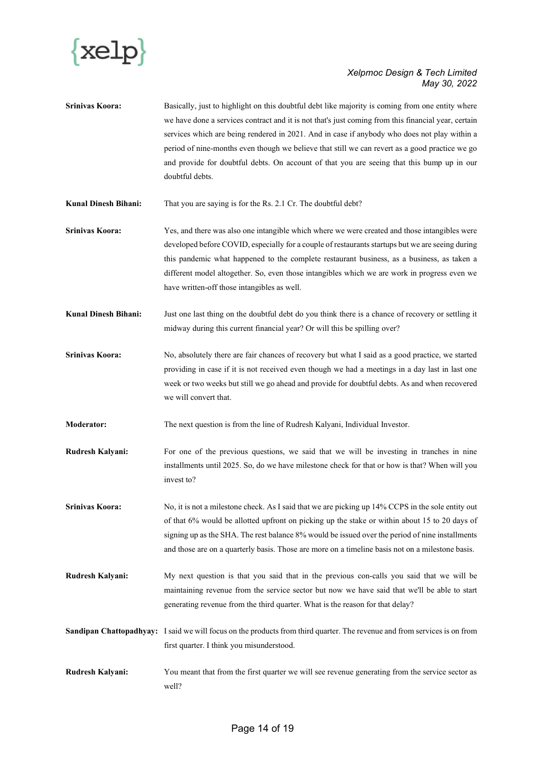**Srinivas Koora:** Basically, just to highlight on this doubtful debt like majority is coming from one entity where we have done a services contract and it is not that's just coming from this financial year, certain services which are being rendered in 2021. And in case if anybody who does not play within a period of nine-months even though we believe that still we can revert as a good practice we go and provide for doubtful debts. On account of that you are seeing that this bump up in our doubtful debts.

**Kunal Dinesh Bihani:** That you are saying is for the Rs. 2.1 Cr. The doubtful debt?

**Srinivas Koora:** Yes, and there was also one intangible which where we were created and those intangibles were developed before COVID, especially for a couple of restaurants startups but we are seeing during this pandemic what happened to the complete restaurant business, as a business, as taken a different model altogether. So, even those intangibles which we are work in progress even we have written-off those intangibles as well.

**Kunal Dinesh Bihani:** Just one last thing on the doubtful debt do you think there is a chance of recovery or settling it midway during this current financial year? Or will this be spilling over?

**Srinivas Koora:** No, absolutely there are fair chances of recovery but what I said as a good practice, we started providing in case if it is not received even though we had a meetings in a day last in last one week or two weeks but still we go ahead and provide for doubtful debts. As and when recovered we will convert that.

**Moderator:** The next question is from the line of Rudresh Kalyani, Individual Investor.

**Rudresh Kalyani:** For one of the previous questions, we said that we will be investing in tranches in nine installments until 2025. So, do we have milestone check for that or how is that? When will you invest to?

**Srinivas Koora:** No, it is not a milestone check. As I said that we are picking up 14% CCPS in the sole entity out of that 6% would be allotted upfront on picking up the stake or within about 15 to 20 days of signing up as the SHA. The rest balance 8% would be issued over the period of nine installments and those are on a quarterly basis. Those are more on a timeline basis not on a milestone basis.

**Rudresh Kalyani:** My next question is that you said that in the previous con-calls you said that we will be maintaining revenue from the service sector but now we have said that we'll be able to start generating revenue from the third quarter. What is the reason for that delay?

**Sandipan Chattopadhyay:** I said we will focus on the products from third quarter. The revenue and from services is on from first quarter. I think you misunderstood.

**Rudresh Kalyani:** You meant that from the first quarter we will see revenue generating from the service sector as well?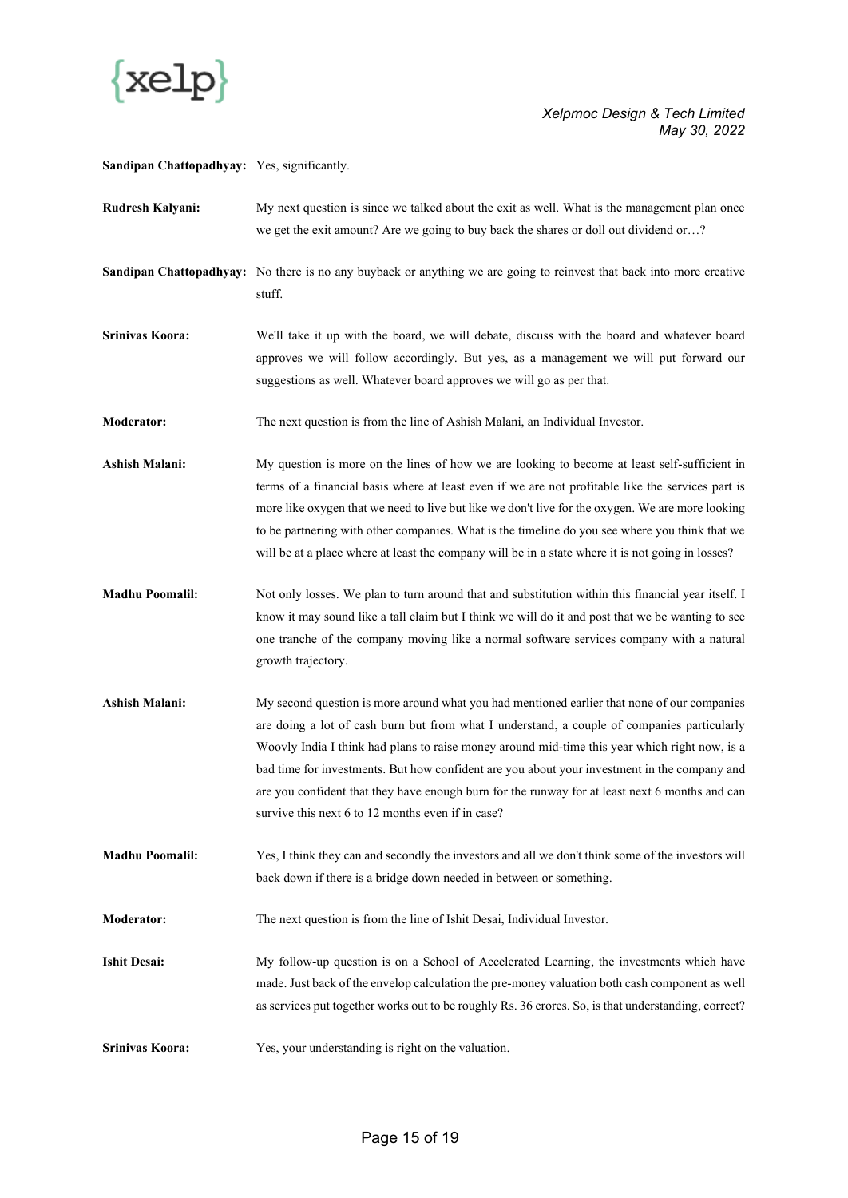**Sandipan Chattopadhyay:** Yes, significantly.

**Rudresh Kalyani:** My next question is since we talked about the exit as well. What is the management plan once we get the exit amount? Are we going to buy back the shares or doll out dividend or…?

**Sandipan Chattopadhyay:** No there is no any buyback or anything we are going to reinvest that back into more creative stuff.

**Srinivas Koora:** We'll take it up with the board, we will debate, discuss with the board and whatever board approves we will follow accordingly. But yes, as a management we will put forward our suggestions as well. Whatever board approves we will go as per that.

**Moderator:** The next question is from the line of Ashish Malani, an Individual Investor.

**Ashish Malani:** My question is more on the lines of how we are looking to become at least self-sufficient in terms of a financial basis where at least even if we are not profitable like the services part is more like oxygen that we need to live but like we don't live for the oxygen. We are more looking to be partnering with other companies. What is the timeline do you see where you think that we will be at a place where at least the company will be in a state where it is not going in losses?

**Madhu Poomalil:** Not only losses. We plan to turn around that and substitution within this financial year itself. I know it may sound like a tall claim but I think we will do it and post that we be wanting to see one tranche of the company moving like a normal software services company with a natural growth trajectory.

**Ashish Malani:** My second question is more around what you had mentioned earlier that none of our companies are doing a lot of cash burn but from what I understand, a couple of companies particularly Woovly India I think had plans to raise money around mid-time this year which right now, is a bad time for investments. But how confident are you about your investment in the company and are you confident that they have enough burn for the runway for at least next 6 months and can survive this next 6 to 12 months even if in case?

**Madhu Poomalil:** Yes, I think they can and secondly the investors and all we don't think some of the investors will back down if there is a bridge down needed in between or something.

**Moderator:** The next question is from the line of Ishit Desai, Individual Investor.

**Ishit Desai:** My follow-up question is on a School of Accelerated Learning, the investments which have made. Just back of the envelop calculation the pre-money valuation both cash component as well as services put together works out to be roughly Rs. 36 crores. So, is that understanding, correct?

**Srinivas Koora:** Yes, your understanding is right on the valuation.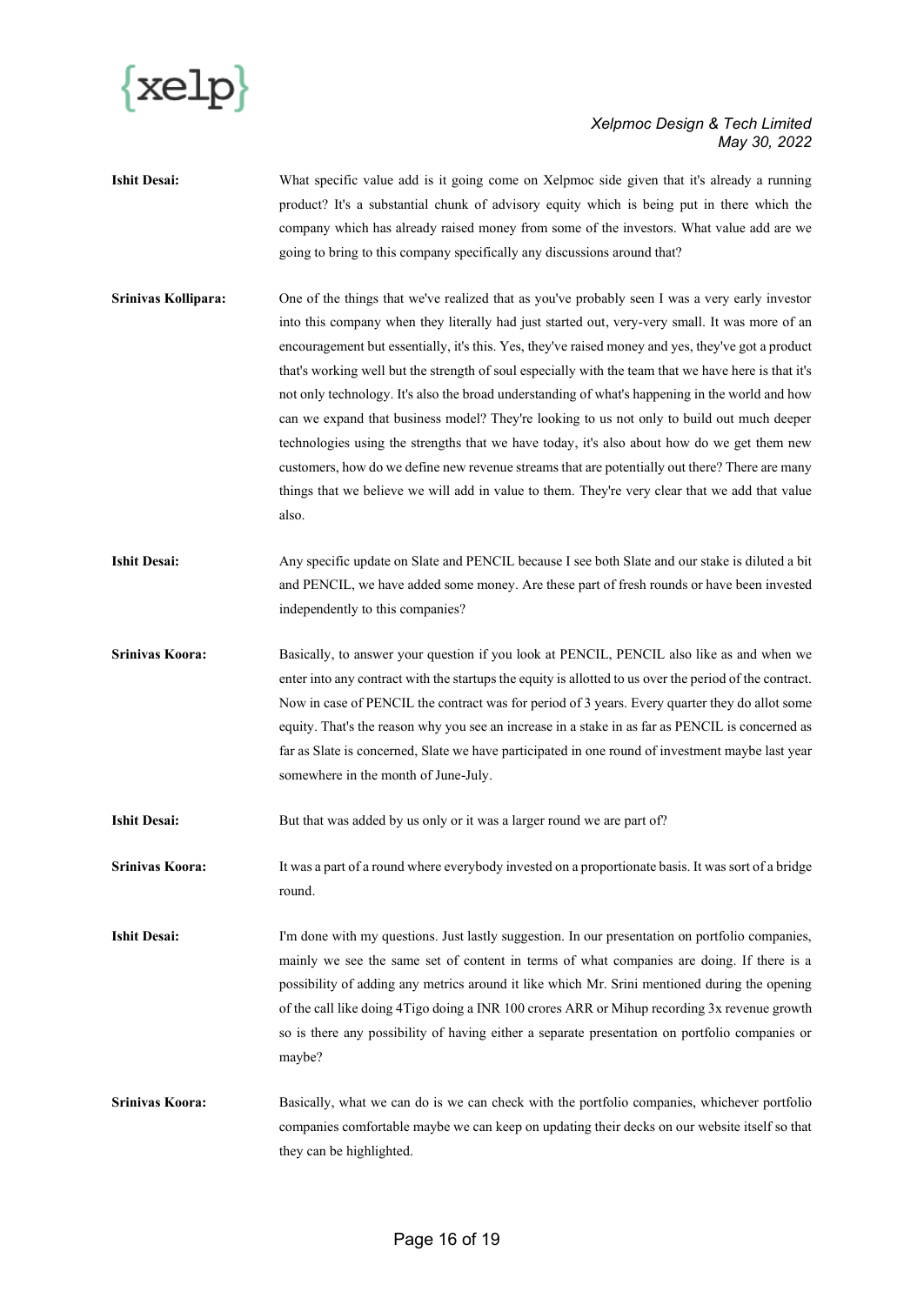**Ishit Desai:** What specific value add is it going come on Xelpmoc side given that it's already a running product? It's a substantial chunk of advisory equity which is being put in there which the company which has already raised money from some of the investors. What value add are we going to bring to this company specifically any discussions around that?

**Srinivas Kollipara:** One of the things that we've realized that as you've probably seen I was a very early investor into this company when they literally had just started out, very-very small. It was more of an encouragement but essentially, it's this. Yes, they've raised money and yes, they've got a product that's working well but the strength of soul especially with the team that we have here is that it's not only technology. It's also the broad understanding of what's happening in the world and how can we expand that business model? They're looking to us not only to build out much deeper technologies using the strengths that we have today, it's also about how do we get them new customers, how do we define new revenue streams that are potentially out there? There are many things that we believe we will add in value to them. They're very clear that we add that value also.

**Ishit Desai:** Any specific update on Slate and PENCIL because I see both Slate and our stake is diluted a bit and PENCIL, we have added some money. Are these part of fresh rounds or have been invested independently to this companies?

**Srinivas Koora:** Basically, to answer your question if you look at PENCIL, PENCIL also like as and when we enter into any contract with the startups the equity is allotted to us over the period of the contract. Now in case of PENCIL the contract was for period of 3 years. Every quarter they do allot some equity. That's the reason why you see an increase in a stake in as far as PENCIL is concerned as far as Slate is concerned, Slate we have participated in one round of investment maybe last year somewhere in the month of June-July.

**Ishit Desai:** But that was added by us only or it was a larger round we are part of?

**Srinivas Koora:** It was a part of a round where everybody invested on a proportionate basis. It was sort of a bridge round.

**Ishit Desai:** I'm done with my questions. Just lastly suggestion. In our presentation on portfolio companies, mainly we see the same set of content in terms of what companies are doing. If there is a possibility of adding any metrics around it like which Mr. Srini mentioned during the opening of the call like doing 4Tigo doing a INR 100 crores ARR or Mihup recording 3x revenue growth so is there any possibility of having either a separate presentation on portfolio companies or maybe?

**Srinivas Koora:** Basically, what we can do is we can check with the portfolio companies, whichever portfolio companies comfortable maybe we can keep on updating their decks on our website itself so that they can be highlighted.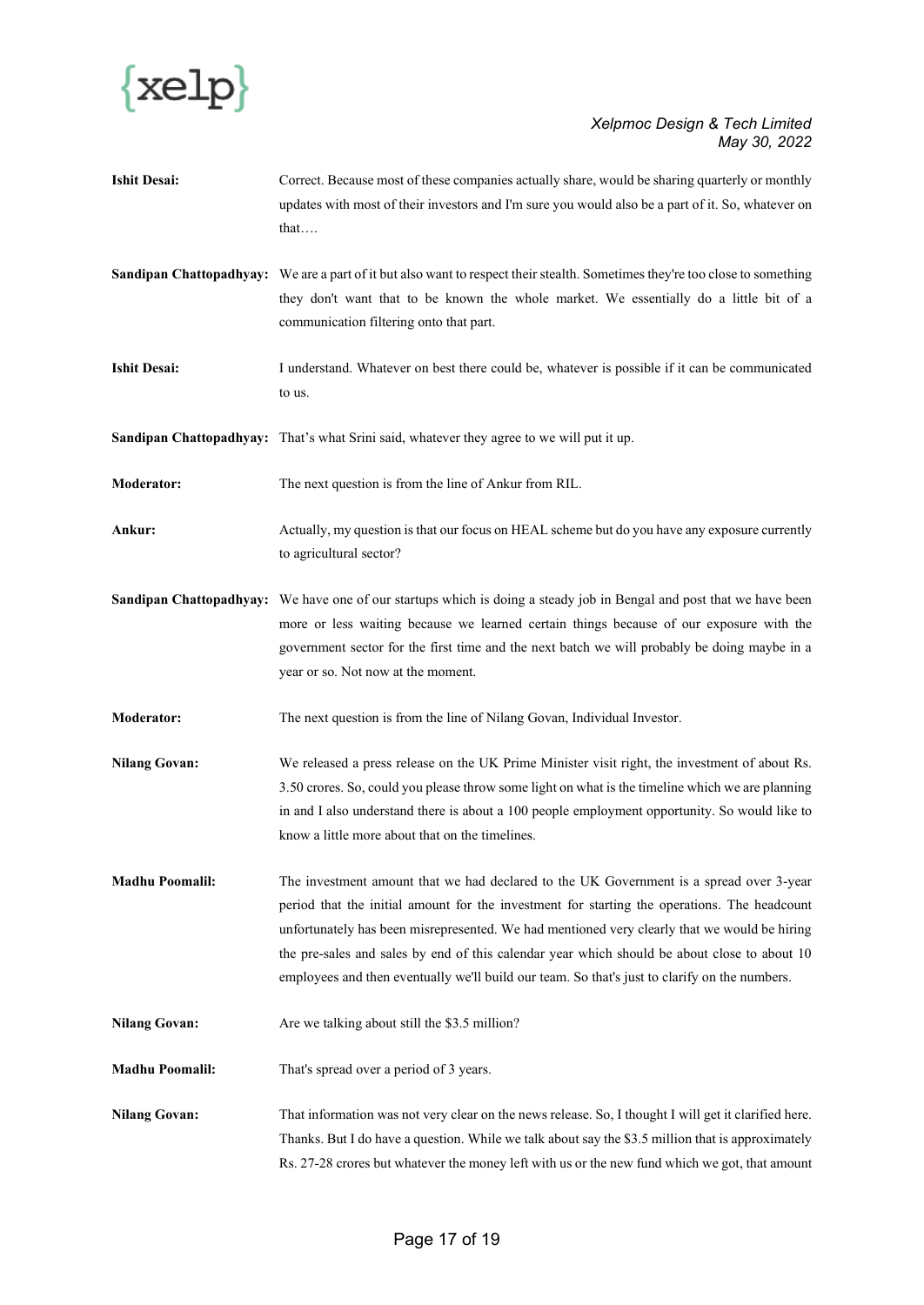**Ishit Desai:** Correct. Because most of these companies actually share, would be sharing quarterly or monthly updates with most of their investors and I'm sure you would also be a part of it. So, whatever on that….

**Sandipan Chattopadhyay:** We are a part of it but also want to respect their stealth. Sometimes they're too close to something they don't want that to be known the whole market. We essentially do a little bit of a communication filtering onto that part.

**Ishit Desai:** I understand. Whatever on best there could be, whatever is possible if it can be communicated to us.

**Sandipan Chattopadhyay:** That's what Srini said, whatever they agree to we will put it up.

**Moderator:** The next question is from the line of Ankur from RIL.

**Ankur:** Actually, my question is that our focus on HEAL scheme but do you have any exposure currently to agricultural sector?

**Sandipan Chattopadhyay:** We have one of our startups which is doing a steady job in Bengal and post that we have been more or less waiting because we learned certain things because of our exposure with the government sector for the first time and the next batch we will probably be doing maybe in a year or so. Not now at the moment.

**Moderator:** The next question is from the line of Nilang Govan, Individual Investor.

**Nilang Govan:** We released a press release on the UK Prime Minister visit right, the investment of about Rs. 3.50 crores. So, could you please throw some light on what is the timeline which we are planning in and I also understand there is about a 100 people employment opportunity. So would like to know a little more about that on the timelines.

**Madhu Poomalil:** The investment amount that we had declared to the UK Government is a spread over 3-year period that the initial amount for the investment for starting the operations. The headcount unfortunately has been misrepresented. We had mentioned very clearly that we would be hiring the pre-sales and sales by end of this calendar year which should be about close to about 10 employees and then eventually we'll build our team. So that's just to clarify on the numbers.

**Nilang Govan:** Are we talking about still the $3.5 million?

**Madhu Poomalil:** That's spread over a period of 3 years.

**Nilang Govan:** That information was not very clear on the news release. So, I thought I will get it clarified here. Thanks. But I do have a question. While we talk about say the $3.5 million that is approximately Rs. 27-28 crores but whatever the money left with us or the new fund which we got, that amount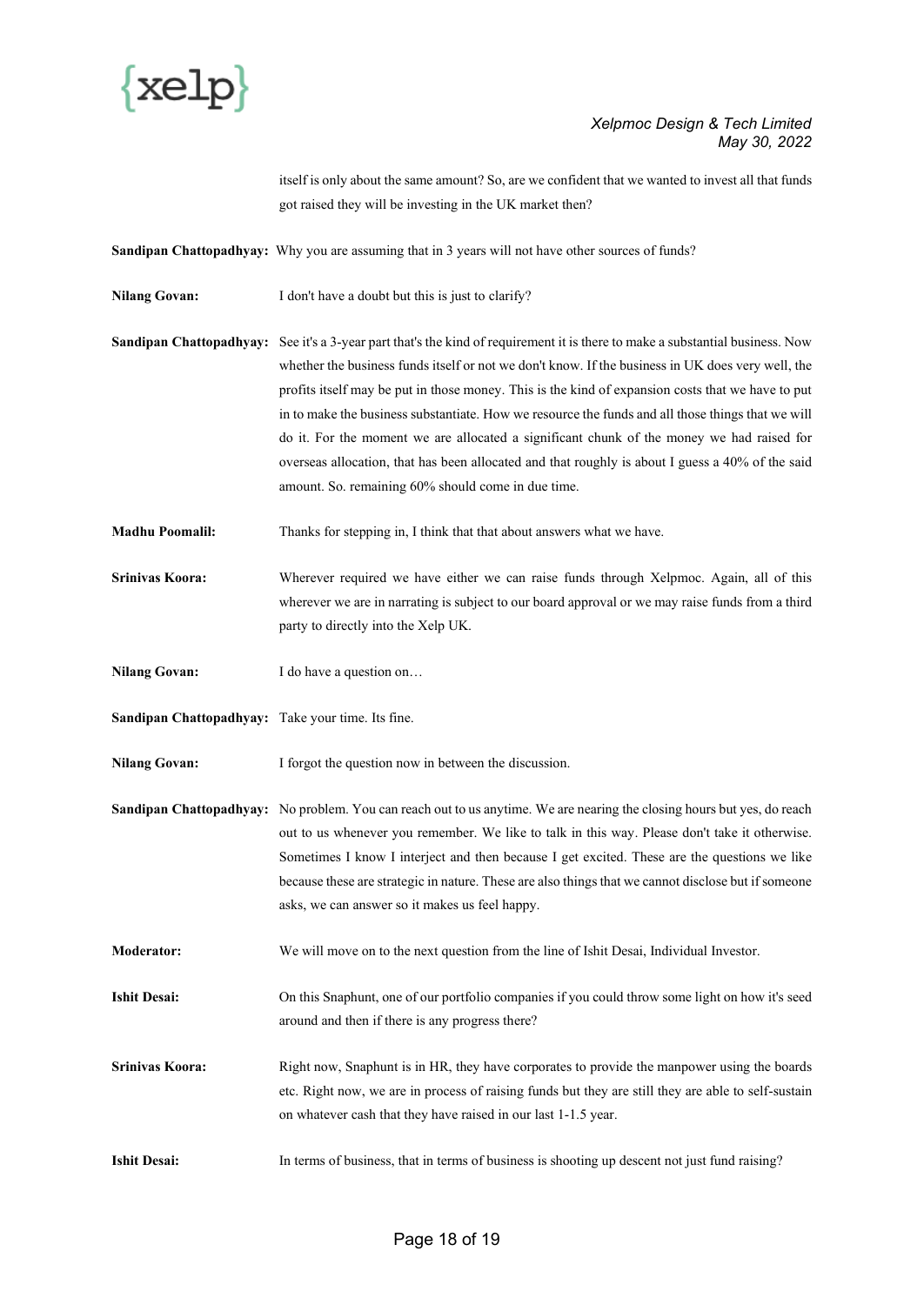itself is only about the same amount? So, are we confident that we wanted to invest all that funds got raised they will be investing in the UK market then?

**Sandipan Chattopadhyay:** Why you are assuming that in 3 years will not have other sources of funds?

**Nilang Govan:** I don't have a doubt but this is just to clarify?

**Sandipan Chattopadhyay:** See it's a 3-year part that's the kind of requirement it is there to make a substantial business. Now whether the business funds itself or not we don't know. If the business in UK does very well, the profits itself may be put in those money. This is the kind of expansion costs that we have to put in to make the business substantiate. How we resource the funds and all those things that we will do it. For the moment we are allocated a significant chunk of the money we had raised for overseas allocation, that has been allocated and that roughly is about I guess a 40% of the said amount. So. remaining 60% should come in due time.

**Madhu Poomalil:** Thanks for stepping in, I think that that about answers what we have.

**Srinivas Koora:** Wherever required we have either we can raise funds through Xelpmoc. Again, all of this wherever we are in narrating is subject to our board approval or we may raise funds from a third party to directly into the Xelp UK.

**Nilang Govan:** I do have a question on…

**Sandipan Chattopadhyay:** Take your time. Its fine.

**Nilang Govan:** I forgot the question now in between the discussion.

**Sandipan Chattopadhyay:** No problem. You can reach out to us anytime. We are nearing the closing hours but yes, do reach out to us whenever you remember. We like to talk in this way. Please don't take it otherwise. Sometimes I know I interject and then because I get excited. These are the questions we like because these are strategic in nature. These are also things that we cannot disclose but if someone asks, we can answer so it makes us feel happy.

**Moderator:** We will move on to the next question from the line of Ishit Desai, Individual Investor.

**Ishit Desai:** On this Snaphunt, one of our portfolio companies if you could throw some light on how it's seed around and then if there is any progress there?

**Srinivas Koora:** Right now, Snaphunt is in HR, they have corporates to provide the manpower using the boards etc. Right now, we are in process of raising funds but they are still they are able to self-sustain on whatever cash that they have raised in our last 1-1.5 year.

**Ishit Desai:** In terms of business, that in terms of business is shooting up descent not just fund raising?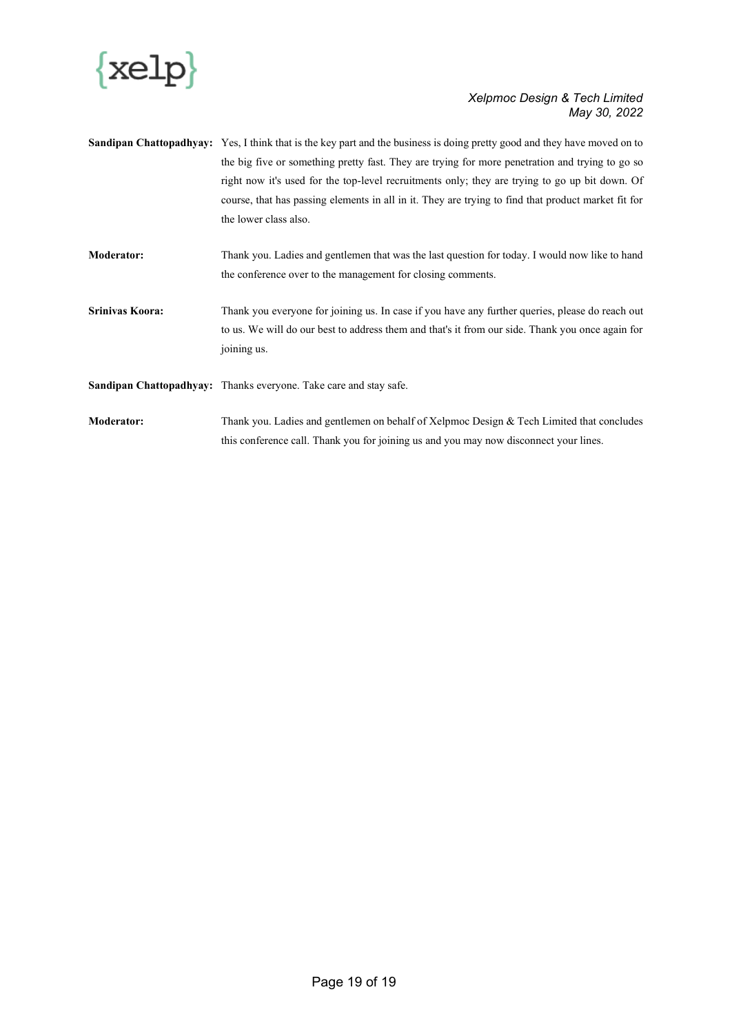**Sandipan Chattopadhyay:** Yes, I think that is the key part and the business is doing pretty good and they have moved on to the big five or something pretty fast. They are trying for more penetration and trying to go so right now it's used for the top-level recruitments only; they are trying to go up bit down. Of course, that has passing elements in all in it. They are trying to find that product market fit for the lower class also.

**Moderator:** Thank you. Ladies and gentlemen that was the last question for today. I would now like to hand the conference over to the management for closing comments.

**Srinivas Koora:** Thank you everyone for joining us. In case if you have any further queries, please do reach out to us. We will do our best to address them and that's it from our side. Thank you once again for joining us.

**Sandipan Chattopadhyay:** Thanks everyone. Take care and stay safe.

**Moderator:** Thank you. Ladies and gentlemen on behalf of Xelpmoc Design & Tech Limited that concludes this conference call. Thank you for joining us and you may now disconnect your lines.